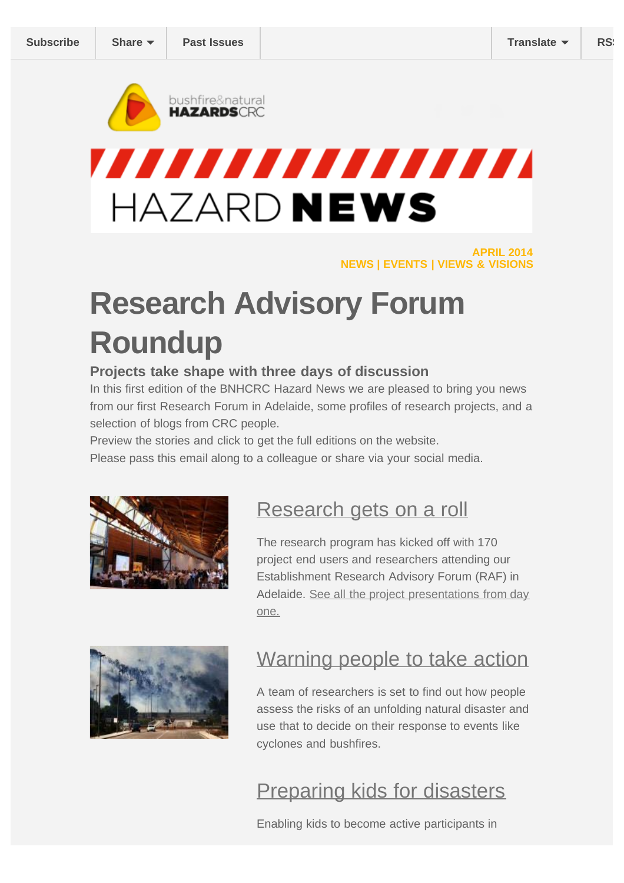Subscribe | Share | Past Issues | Translate | RSS

bushfire&natural HAZARDSCRC

# HAZARD NEWS

APRIL 2014
NEWS | EVENTS | VIEWS & VISIONS

# Research Advisory Forum Roundup

### Projects take shape with three days of discussion

In this first edition of the BNHCRC Hazard News we are pleased to bring you news from our first Research Forum in Adelaide, some profiles of research projects, and a selection of blogs from CRC people.

Preview the stories and click to get the full editions on the website.

Please pass this email along to a colleague or share via your social media.

## Research gets on a roll

The research program has kicked off with 170 project end users and researchers attending our Establishment Research Advisory Forum (RAF) in Adelaide. See all the project presentations from day one.

## Warning people to take action

A team of researchers is set to find out how people assess the risks of an unfolding natural disaster and use that to decide on their response to events like cyclones and bushfires.

## Preparing kids for disasters

Enabling kids to become active participants in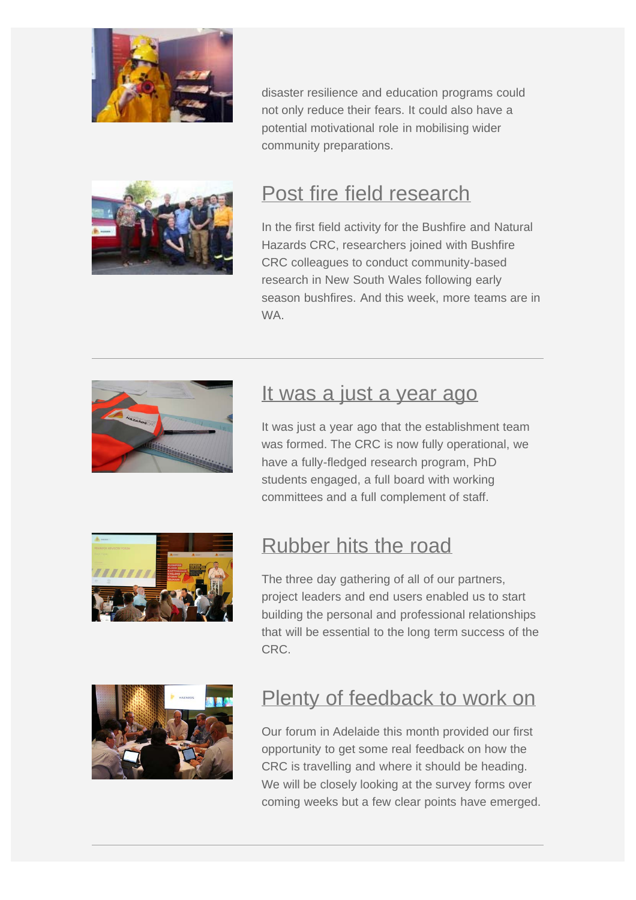disaster resilience and education programs could not only reduce their fears. It could also have a potential motivational role in mobilising wider community preparations.

## Post fire field research

In the first field activity for the Bushfire and Natural Hazards CRC, researchers joined with Bushfire CRC colleagues to conduct community-based research in New South Wales following early season bushfires. And this week, more teams are in WA.

---

## It was a just a year ago

It was just a year ago that the establishment team was formed. The CRC is now fully operational, we have a fully-fledged research program, PhD students engaged, a full board with working committees and a full complement of staff.

## Rubber hits the road

The three day gathering of all of our partners, project leaders and end users enabled us to start building the personal and professional relationships that will be essential to the long term success of the CRC.

## Plenty of feedback to work on

Our forum in Adelaide this month provided our first opportunity to get some real feedback on how the CRC is travelling and where it should be heading. We will be closely looking at the survey forms over coming weeks but a few clear points have emerged.

---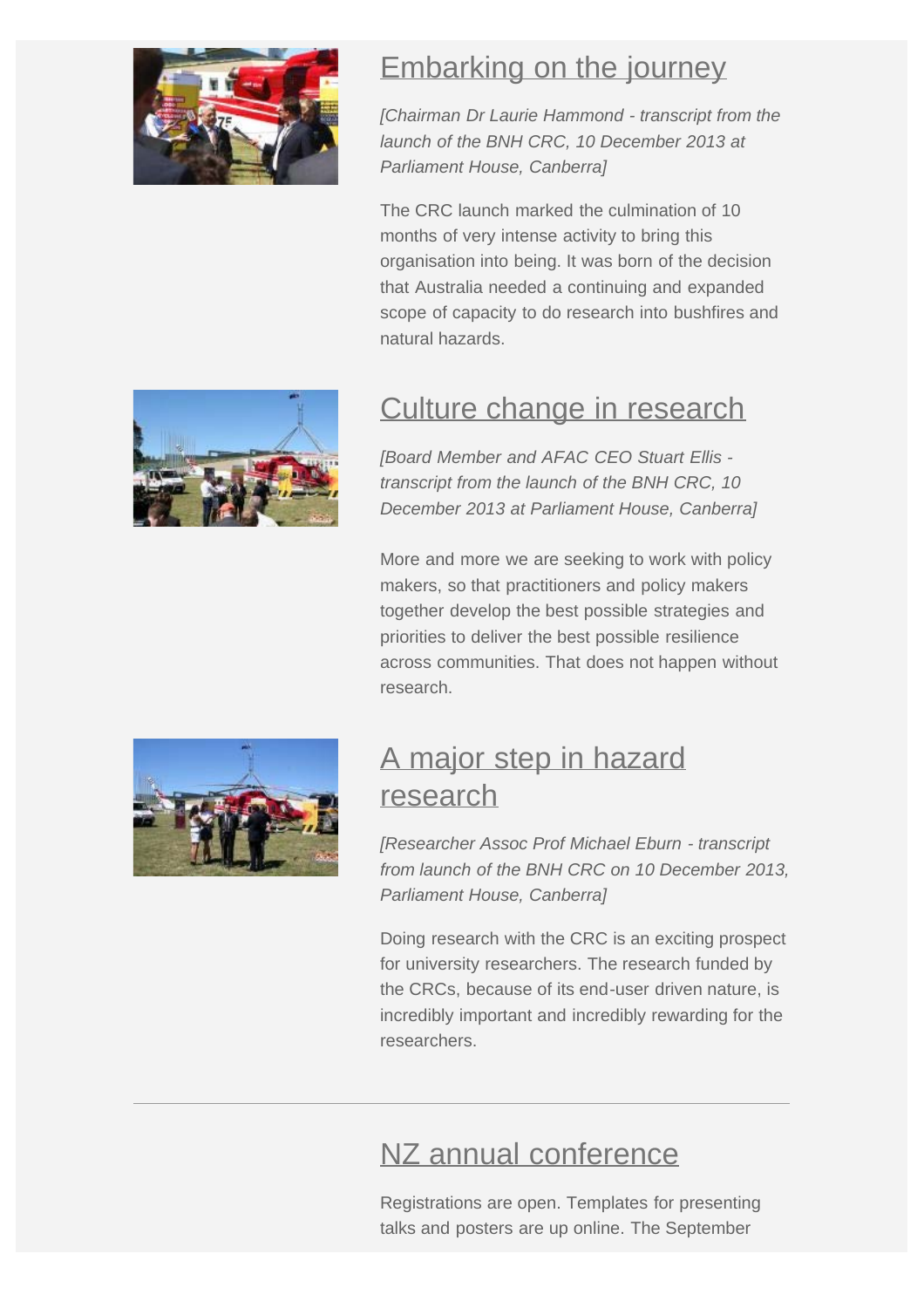## Embarking on the journey

*[Chairman Dr Laurie Hammond - transcript from the launch of the BNH CRC, 10 December 2013 at Parliament House, Canberra]*

The CRC launch marked the culmination of 10 months of very intense activity to bring this organisation into being. It was born of the decision that Australia needed a continuing and expanded scope of capacity to do research into bushfires and natural hazards.

## Culture change in research

*[Board Member and AFAC CEO Stuart Ellis - transcript from the launch of the BNH CRC, 10 December 2013 at Parliament House, Canberra]*

More and more we are seeking to work with policy makers, so that practitioners and policy makers together develop the best possible strategies and priorities to deliver the best possible resilience across communities. That does not happen without research.

## A major step in hazard research

*[Researcher Assoc Prof Michael Eburn - transcript from launch of the BNH CRC on 10 December 2013, Parliament House, Canberra]*

Doing research with the CRC is an exciting prospect for university researchers. The research funded by the CRCs, because of its end-user driven nature, is incredibly important and incredibly rewarding for the researchers.

---

## NZ annual conference

Registrations are open. Templates for presenting talks and posters are up online. The September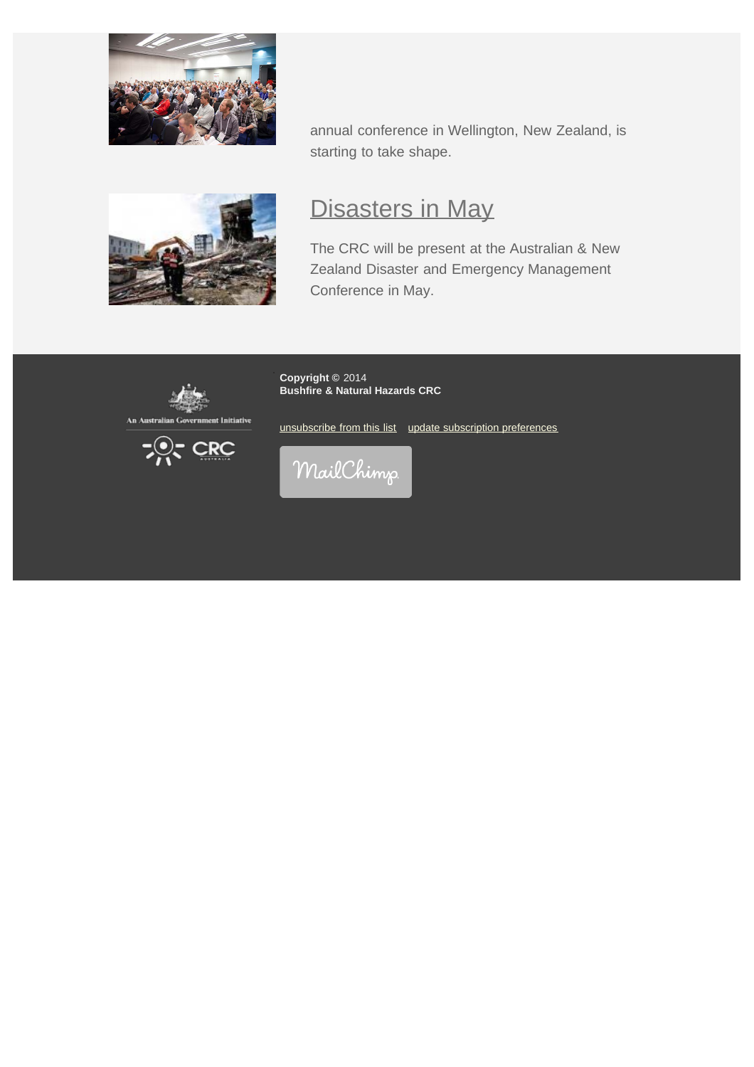annual conference in Wellington, New Zealand, is starting to take shape.

## Disasters in May

The CRC will be present at the Australian & New Zealand Disaster and Emergency Management Conference in May.

An Australian Government Initiative

CRC

**Copyright ©** 2014
**Bushfire & Natural Hazards CRC**

unsubscribe from this list update subscription preferences

MailChimp